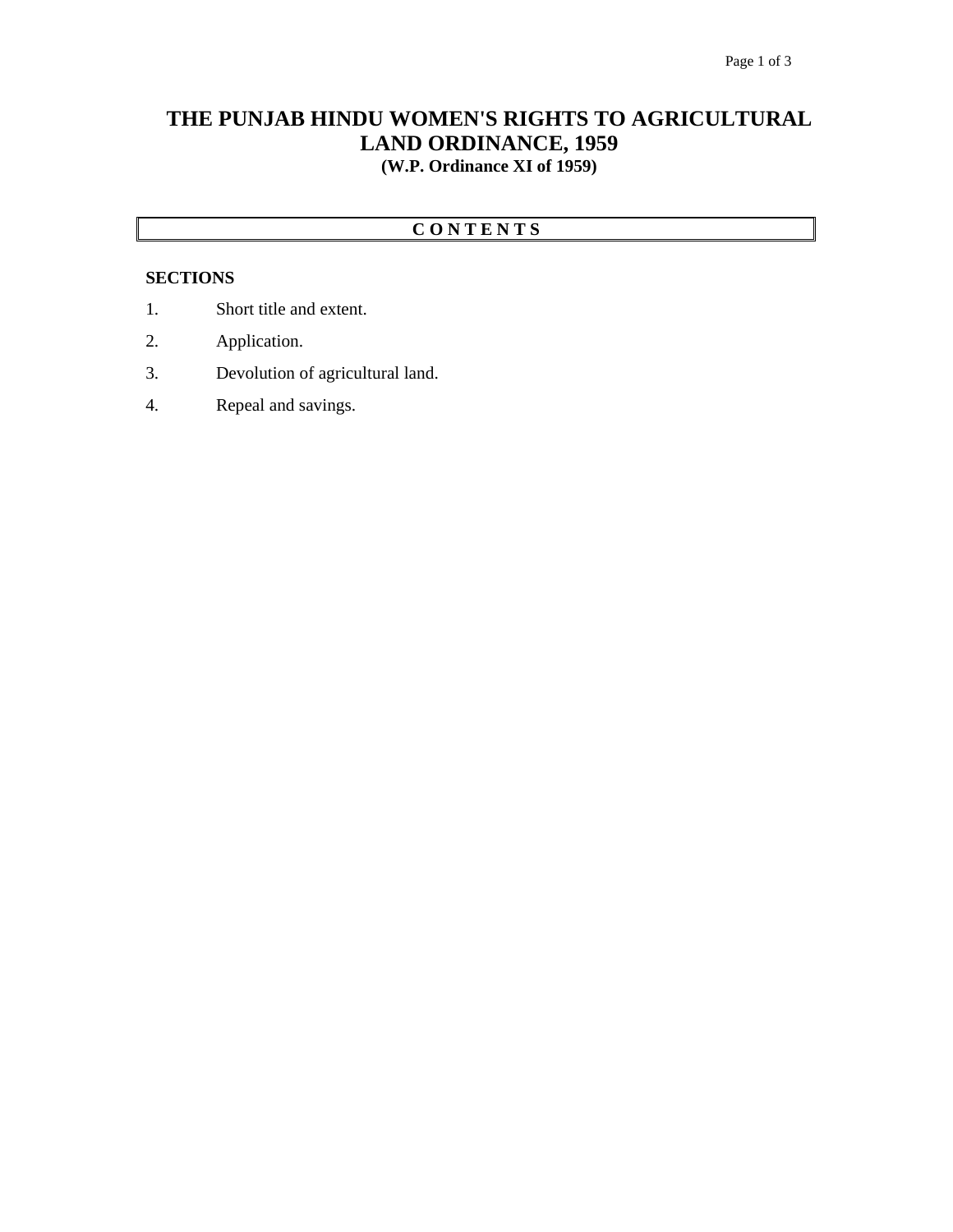# THE PUNJAB HINDU WOMEN'S RIGHTS TO AGRICULTURAL LAND ORDINANCE, 1959

**(W.P. Ordinance XI of 1959)**

## C O N T E N T S

**SECTIONS**

1. Short title and extent.
2. Application.
3. Devolution of agricultural land.
4. Repeal and savings.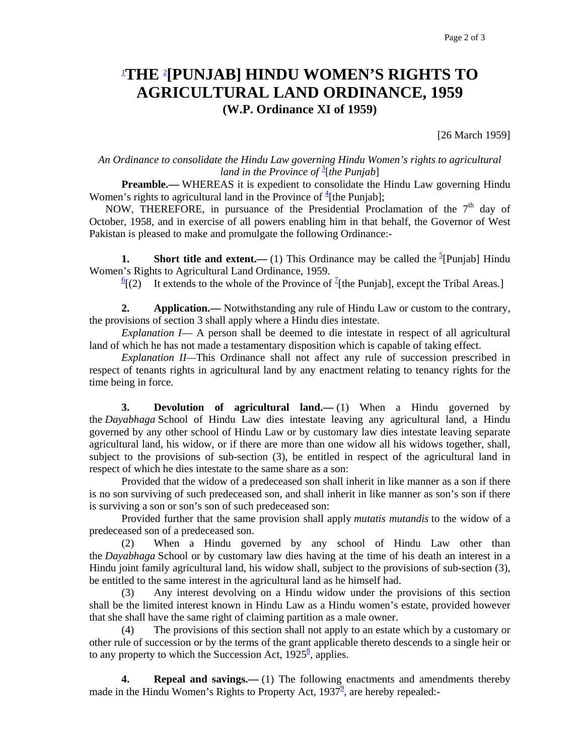# [1]THE [2][PUNJAB] HINDU WOMEN'S RIGHTS TO AGRICULTURAL LAND ORDINANCE, 1959

**(W.P. Ordinance XI of 1959)**

[26 March 1959]

*An Ordinance to consolidate the Hindu Law governing Hindu Women's rights to agricultural land in the Province of* [3][*the Punjab*]

**Preamble.—** WHEREAS it is expedient to consolidate the Hindu Law governing Hindu Women's rights to agricultural land in the Province of [4][the Punjab];

NOW, THEREFORE, in pursuance of the Presidential Proclamation of the 7th day of October, 1958, and in exercise of all powers enabling him in that behalf, the Governor of West Pakistan is pleased to make and promulgate the following Ordinance:-

**1. Short title and extent.—** (1) This Ordinance may be called the [5][Punjab] Hindu Women's Rights to Agricultural Land Ordinance, 1959.

[6][(2) It extends to the whole of the Province of [7][the Punjab], except the Tribal Areas.]

**2. Application.—** Notwithstanding any rule of Hindu Law or custom to the contrary, the provisions of section 3 shall apply where a Hindu dies intestate.

*Explanation I*— A person shall be deemed to die intestate in respect of all agricultural land of which he has not made a testamentary disposition which is capable of taking effect.

*Explanation II*—This Ordinance shall not affect any rule of succession prescribed in respect of tenants rights in agricultural land by any enactment relating to tenancy rights for the time being in force.

**3. Devolution of agricultural land.—** (1) When a Hindu governed by the *Dayabhaga* School of Hindu Law dies intestate leaving any agricultural land, a Hindu governed by any other school of Hindu Law or by customary law dies intestate leaving separate agricultural land, his widow, or if there are more than one widow all his widows together, shall, subject to the provisions of sub-section (3), be entitled in respect of the agricultural land in respect of which he dies intestate to the same share as a son:

Provided that the widow of a predeceased son shall inherit in like manner as a son if there is no son surviving of such predeceased son, and shall inherit in like manner as son's son if there is surviving a son or son's son of such predeceased son:

Provided further that the same provision shall apply *mutatis mutandis* to the widow of a predeceased son of a predeceased son.

(2) When a Hindu governed by any school of Hindu Law other than the *Dayabhaga* School or by customary law dies having at the time of his death an interest in a Hindu joint family agricultural land, his widow shall, subject to the provisions of sub-section (3), be entitled to the same interest in the agricultural land as he himself had.

(3) Any interest devolving on a Hindu widow under the provisions of this section shall be the limited interest known in Hindu Law as a Hindu women's estate, provided however that she shall have the same right of claiming partition as a male owner.

(4) The provisions of this section shall not apply to an estate which by a customary or other rule of succession or by the terms of the grant applicable thereto descends to a single heir or to any property to which the Succession Act, 1925[8], applies.

**4. Repeal and savings.—** (1) The following enactments and amendments thereby made in the Hindu Women's Rights to Property Act, 1937[9], are hereby repealed:-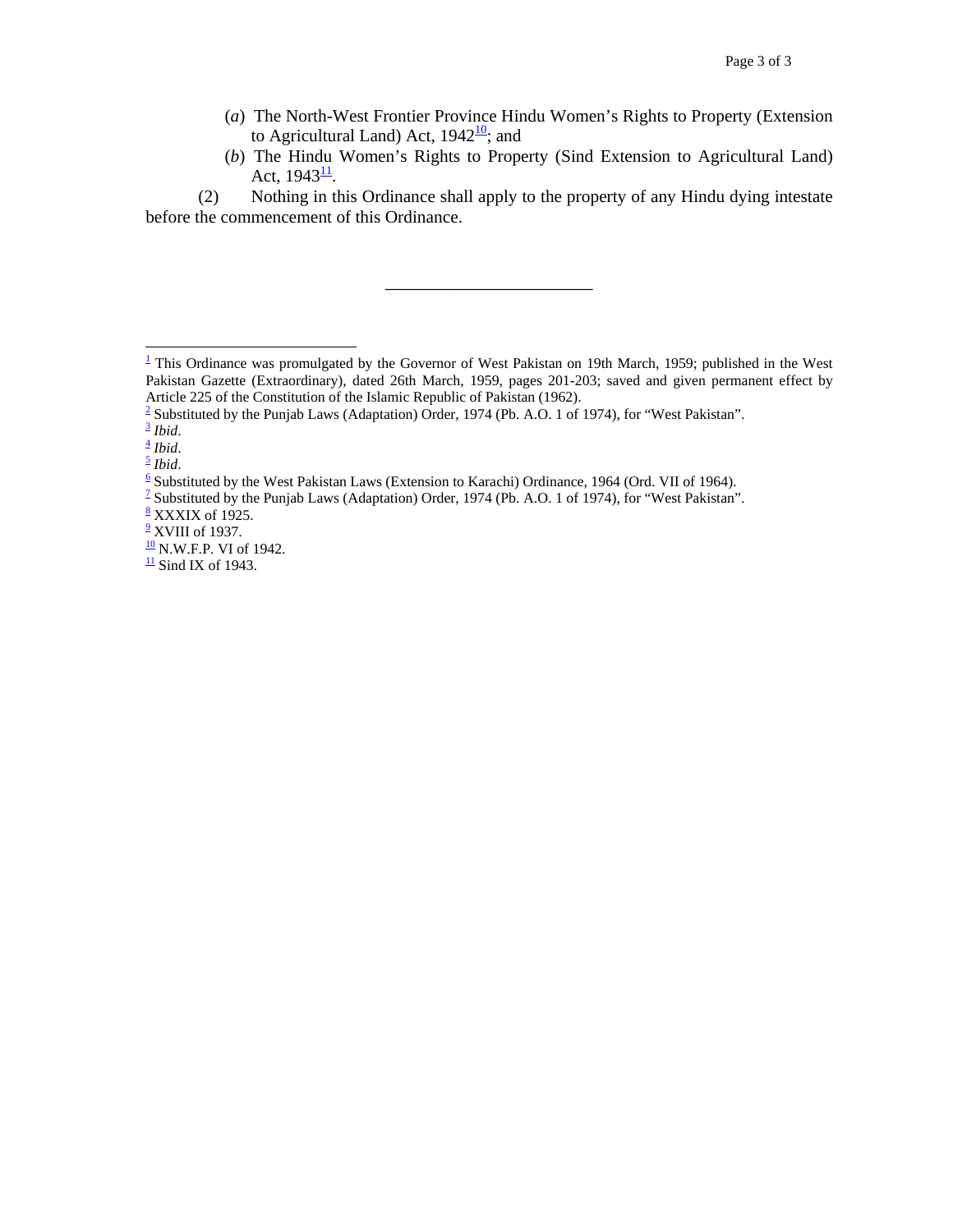(*a*) The North-West Frontier Province Hindu Women's Rights to Property (Extension to Agricultural Land) Act, 1942[10]; and

(*b*) The Hindu Women's Rights to Property (Sind Extension to Agricultural Land) Act, 1943[11].

(2) Nothing in this Ordinance shall apply to the property of any Hindu dying intestate before the commencement of this Ordinance.

---

[1] This Ordinance was promulgated by the Governor of West Pakistan on 19th March, 1959; published in the West Pakistan Gazette (Extraordinary), dated 26th March, 1959, pages 201-203; saved and given permanent effect by Article 225 of the Constitution of the Islamic Republic of Pakistan (1962).

[2] Substituted by the Punjab Laws (Adaptation) Order, 1974 (Pb. A.O. 1 of 1974), for "West Pakistan".

[3] *Ibid*.

[4] *Ibid*.

[5] *Ibid*.

[6] Substituted by the West Pakistan Laws (Extension to Karachi) Ordinance, 1964 (Ord. VII of 1964).

[7] Substituted by the Punjab Laws (Adaptation) Order, 1974 (Pb. A.O. 1 of 1974), for "West Pakistan".

[8] XXXIX of 1925.

[9] XVIII of 1937.

[10] N.W.F.P. VI of 1942.

[11] Sind IX of 1943.